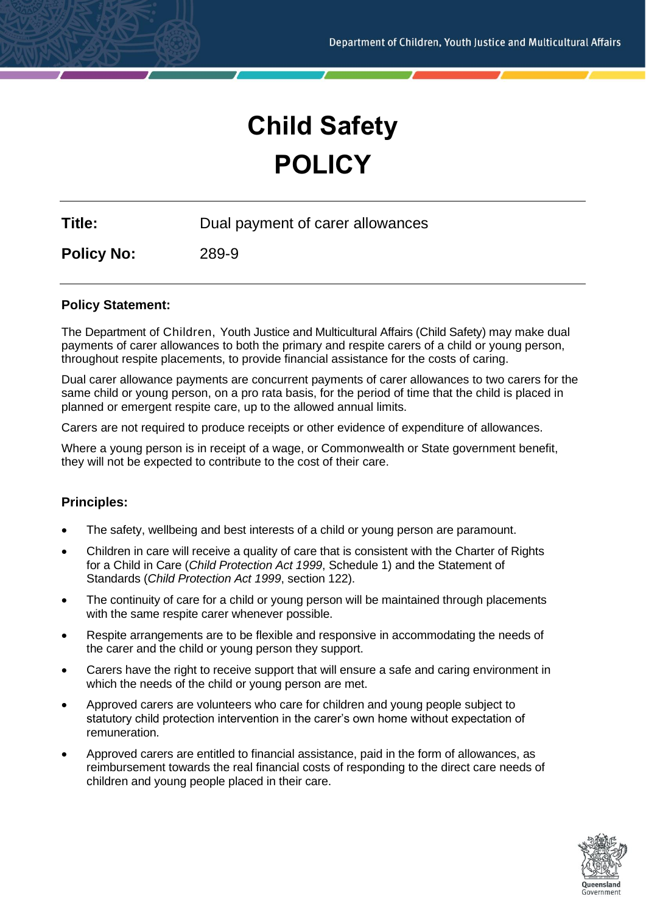# Child Safety

# POLICY

**Title:** Dual payment of carer allowances

**Policy No:** 289-9

---

### Policy Statement:

The Department of Children, Youth Justice and Multicultural Affairs (Child Safety) may make dual payments of carer allowances to both the primary and respite carers of a child or young person, throughout respite placements, to provide financial assistance for the costs of caring.

Dual carer allowance payments are concurrent payments of carer allowances to two carers for the same child or young person, on a pro rata basis, for the period of time that the child is placed in planned or emergent respite care, up to the allowed annual limits.

Carers are not required to produce receipts or other evidence of expenditure of allowances.

Where a young person is in receipt of a wage, or Commonwealth or State government benefit, they will not be expected to contribute to the cost of their care.

### Principles:

- The safety, wellbeing and best interests of a child or young person are paramount.
- Children in care will receive a quality of care that is consistent with the Charter of Rights for a Child in Care (*Child Protection Act 1999*, Schedule 1) and the Statement of Standards (*Child Protection Act 1999*, section 122).
- The continuity of care for a child or young person will be maintained through placements with the same respite carer whenever possible.
- Respite arrangements are to be flexible and responsive in accommodating the needs of the carer and the child or young person they support.
- Carers have the right to receive support that will ensure a safe and caring environment in which the needs of the child or young person are met.
- Approved carers are volunteers who care for children and young people subject to statutory child protection intervention in the carer's own home without expectation of remuneration.
- Approved carers are entitled to financial assistance, paid in the form of allowances, as reimbursement towards the real financial costs of responding to the direct care needs of children and young people placed in their care.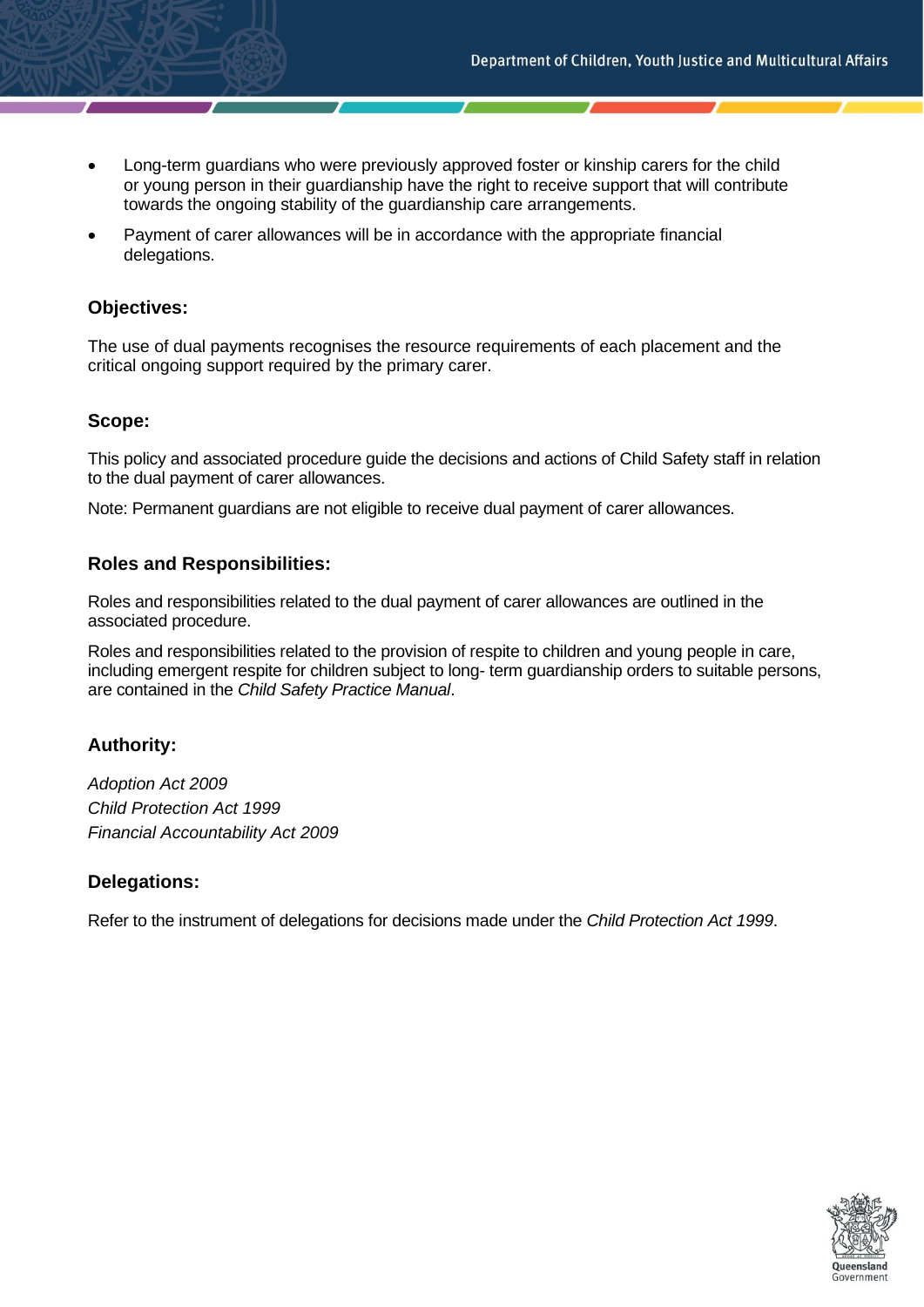- Long-term guardians who were previously approved foster or kinship carers for the child or young person in their guardianship have the right to receive support that will contribute towards the ongoing stability of the guardianship care arrangements.
- Payment of carer allowances will be in accordance with the appropriate financial delegations.

## Objectives:

The use of dual payments recognises the resource requirements of each placement and the critical ongoing support required by the primary carer.

## Scope:

This policy and associated procedure guide the decisions and actions of Child Safety staff in relation to the dual payment of carer allowances.

Note: Permanent guardians are not eligible to receive dual payment of carer allowances.

## Roles and Responsibilities:

Roles and responsibilities related to the dual payment of carer allowances are outlined in the associated procedure.

Roles and responsibilities related to the provision of respite to children and young people in care, including emergent respite for children subject to long- term guardianship orders to suitable persons, are contained in the *Child Safety Practice Manual*.

## Authority:

*Adoption Act 2009*
*Child Protection Act 1999*
*Financial Accountability Act 2009*

## Delegations:

Refer to the instrument of delegations for decisions made under the *Child Protection Act 1999*.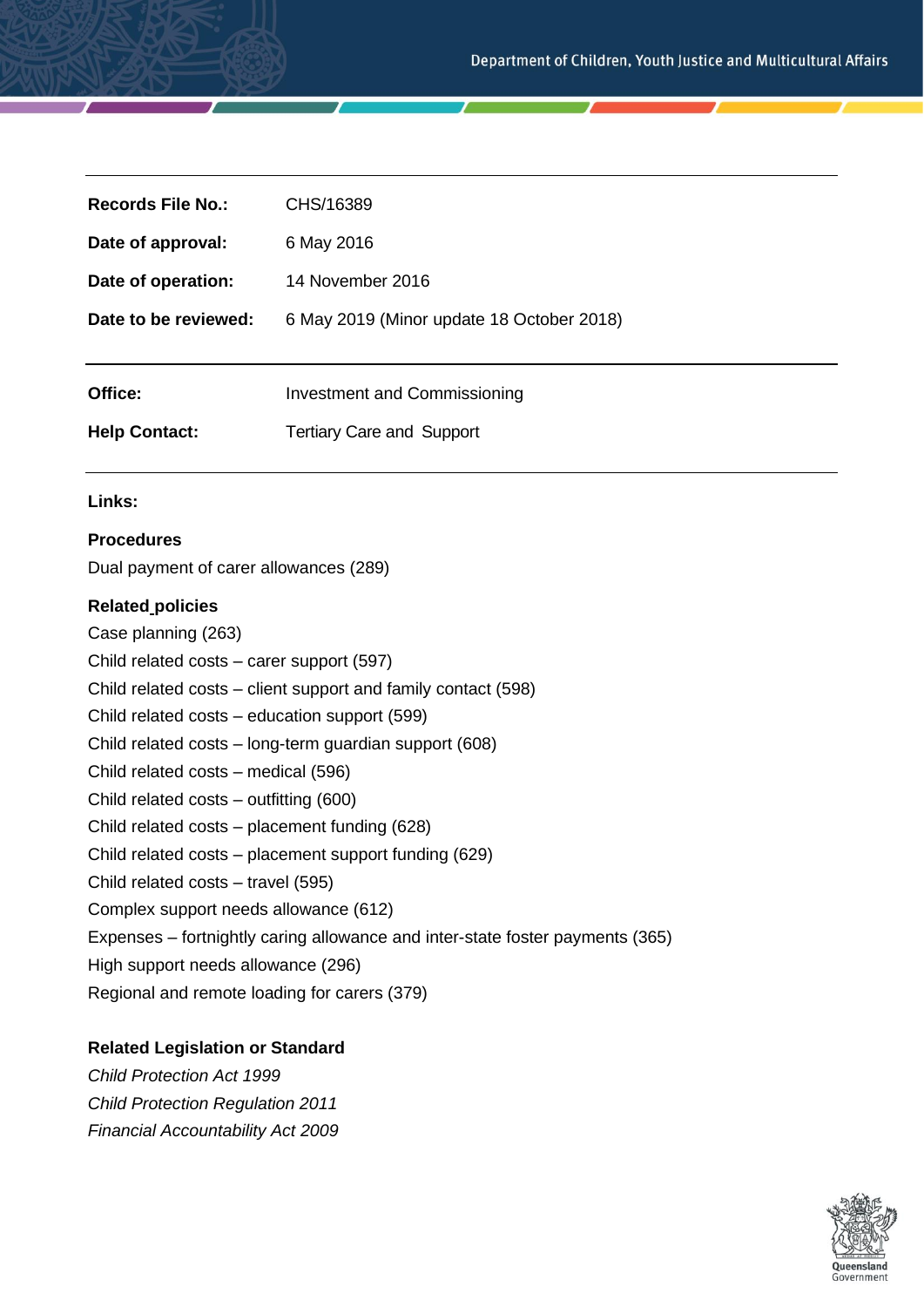| | |
|---|---|
| **Records File No.:** | CHS/16389 |
| **Date of approval:** | 6 May 2016 |
| **Date of operation:** | 14 November 2016 |
| **Date to be reviewed:** | 6 May 2019 (Minor update 18 October 2018) |

| | |
|---|---|
| **Office:** | Investment and Commissioning |
| **Help Contact:** | Tertiary Care and Support |

**Links:**

**Procedures**

Dual payment of carer allowances (289)

**Related policies**

Case planning (263)
Child related costs – carer support (597)
Child related costs – client support and family contact (598)
Child related costs – education support (599)
Child related costs – long-term guardian support (608)
Child related costs – medical (596)
Child related costs – outfitting (600)
Child related costs – placement funding (628)
Child related costs – placement support funding (629)
Child related costs – travel (595)
Complex support needs allowance (612)
Expenses – fortnightly caring allowance and inter-state foster payments (365)
High support needs allowance (296)
Regional and remote loading for carers (379)

**Related Legislation or Standard**

*Child Protection Act 1999*
*Child Protection Regulation 2011*
*Financial Accountability Act 2009*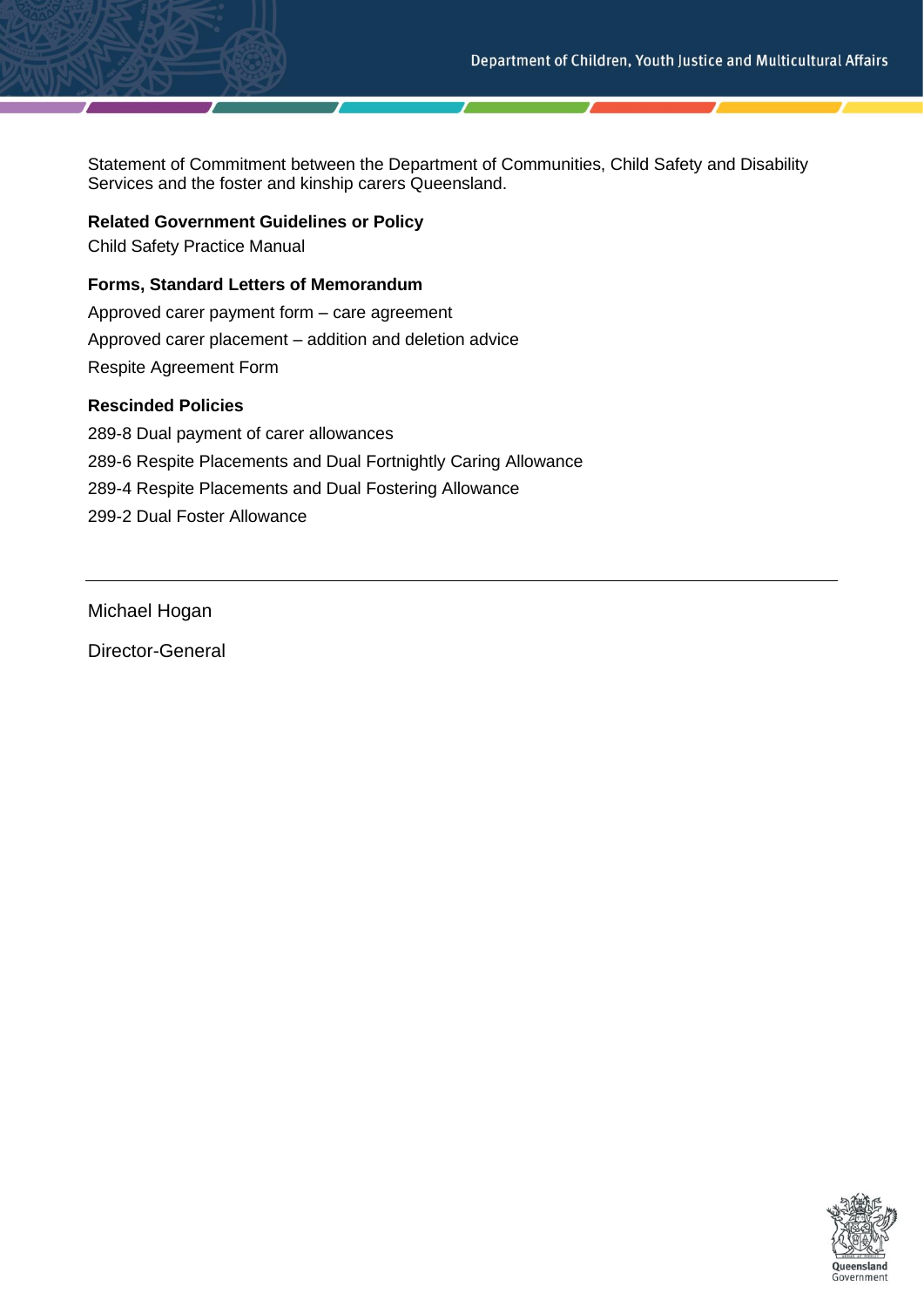Statement of Commitment between the Department of Communities, Child Safety and Disability Services and the foster and kinship carers Queensland.

**Related Government Guidelines or Policy**

Child Safety Practice Manual

**Forms, Standard Letters of Memorandum**

Approved carer payment form – care agreement

Approved carer placement – addition and deletion advice

Respite Agreement Form

**Rescinded Policies**

289-8 Dual payment of carer allowances

289-6 Respite Placements and Dual Fortnightly Caring Allowance

289-4 Respite Placements and Dual Fostering Allowance

299-2 Dual Foster Allowance

---

Michael Hogan

Director-General